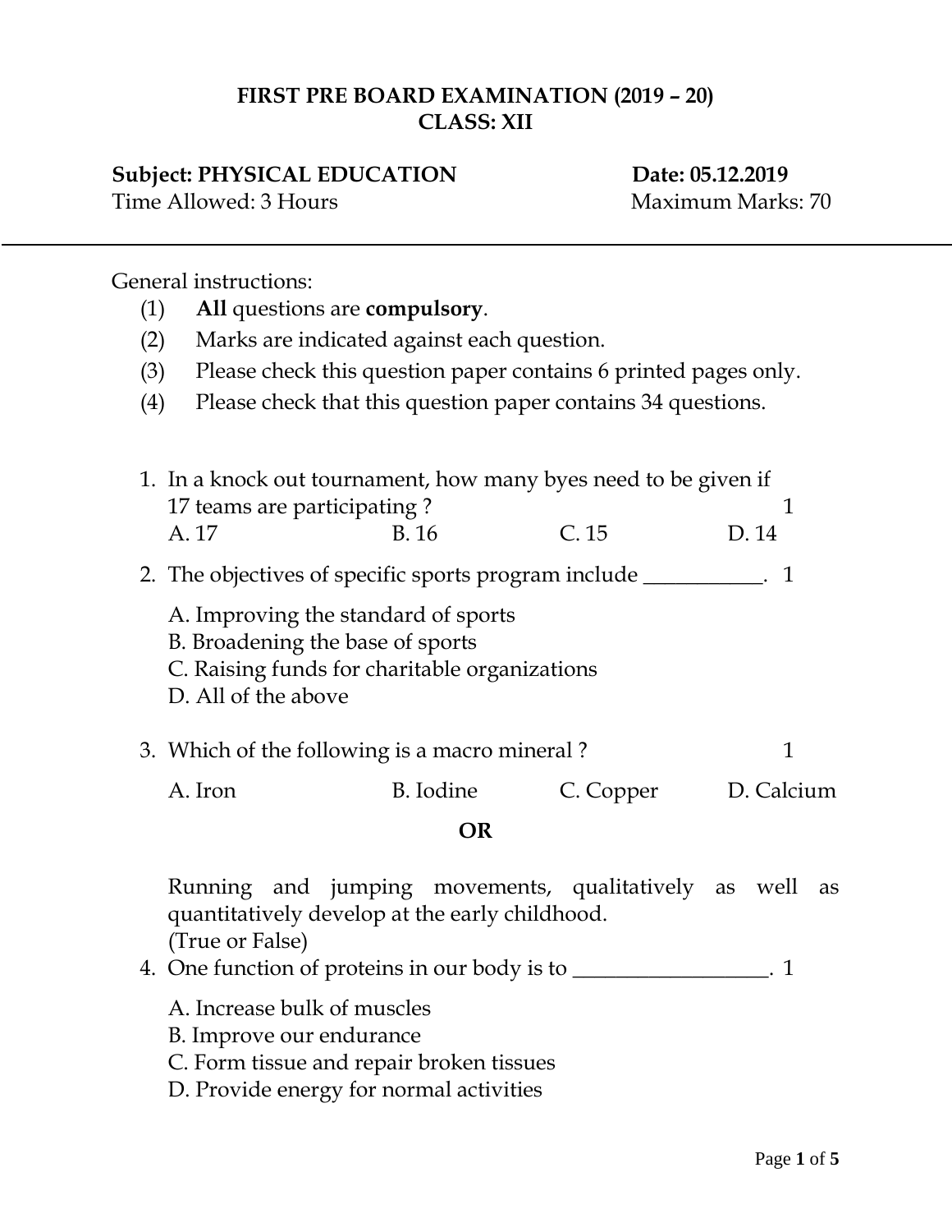**FIRST PRE BOARD EXAMINATION (2019 – 20)**
**CLASS: XII**

**Subject: PHYSICAL EDUCATION** **Date: 05.12.2019**
Time Allowed: 3 Hours Maximum Marks: 70

---

General instructions:

(1) **All** questions are **compulsory**.
(2) Marks are indicated against each question.
(3) Please check this question paper contains 6 printed pages only.
(4) Please check that this question paper contains 34 questions.

1. In a knock out tournament, how many byes need to be given if 17 teams are participating ? 1

   A. 17 B. 16 C. 15 D. 14

2. The objectives of specific sports program include ___________. 1

   A. Improving the standard of sports
   B. Broadening the base of sports
   C. Raising funds for charitable organizations
   D. All of the above

3. Which of the following is a macro mineral ? 1

   A. Iron B. Iodine C. Copper D. Calcium

   **OR**

   Running and jumping movements, qualitatively as well as quantitatively develop at the early childhood.
   (True or False)

4. One function of proteins in our body is to __________________. 1

   A. Increase bulk of muscles
   B. Improve our endurance
   C. Form tissue and repair broken tissues
   D. Provide energy for normal activities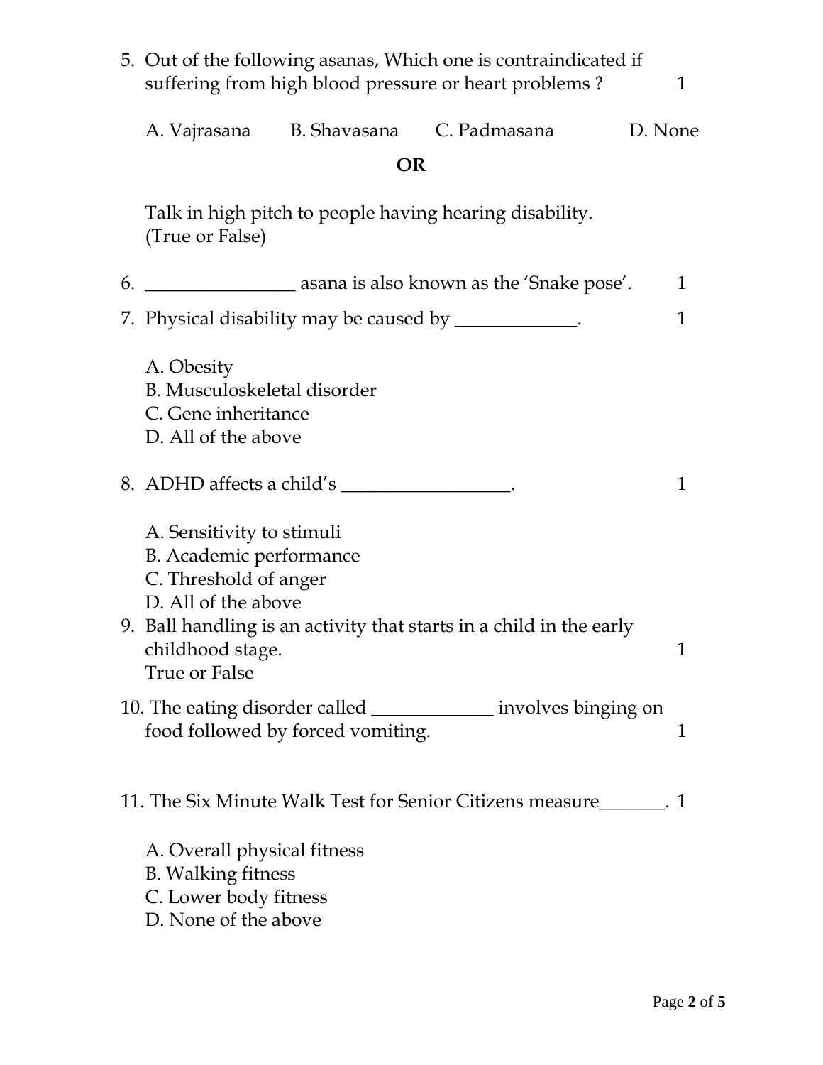5. Out of the following asanas, Which one is contraindicated if suffering from high blood pressure or heart problems ? 1

   A. Vajrasana B. Shavasana C. Padmasana D. None

**OR**

   Talk in high pitch to people having hearing disability. (True or False)

6. ________________ asana is also known as the 'Snake pose'. 1

7. Physical disability may be caused by _____________. 1

   A. Obesity
   B. Musculoskeletal disorder
   C. Gene inheritance
   D. All of the above

8. ADHD affects a child's __________________. 1

   A. Sensitivity to stimuli
   B. Academic performance
   C. Threshold of anger
   D. All of the above

9. Ball handling is an activity that starts in a child in the early childhood stage. 1
   True or False

10. The eating disorder called _____________ involves binging on food followed by forced vomiting. 1

11. The Six Minute Walk Test for Senior Citizens measure_______. 1

    A. Overall physical fitness
    B. Walking fitness
    C. Lower body fitness
    D. None of the above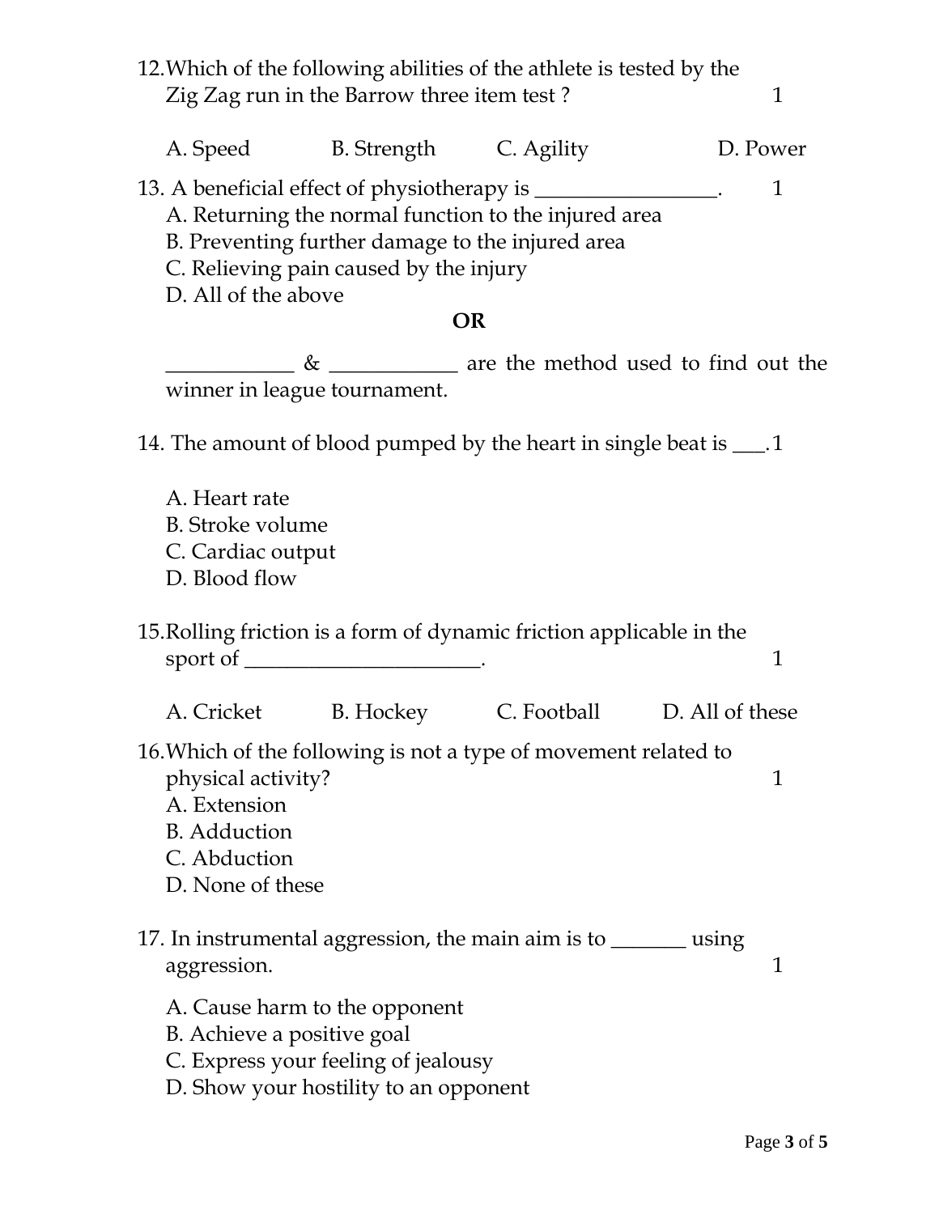12. Which of the following abilities of the athlete is tested by the Zig Zag run in the Barrow three item test ? 1

A. Speed B. Strength C. Agility D. Power

13. A beneficial effect of physiotherapy is _________________. 1

A. Returning the normal function to the injured area
B. Preventing further damage to the injured area
C. Relieving pain caused by the injury
D. All of the above

**OR**

____________ & ____________ are the method used to find out the winner in league tournament.

14. The amount of blood pumped by the heart in single beat is ___. 1

A. Heart rate
B. Stroke volume
C. Cardiac output
D. Blood flow

15. Rolling friction is a form of dynamic friction applicable in the sport of ______________________. 1

A. Cricket B. Hockey C. Football D. All of these

16. Which of the following is not a type of movement related to physical activity? 1

A. Extension
B. Adduction
C. Abduction
D. None of these

17. In instrumental aggression, the main aim is to _______ using aggression. 1

A. Cause harm to the opponent
B. Achieve a positive goal
C. Express your feeling of jealousy
D. Show your hostility to an opponent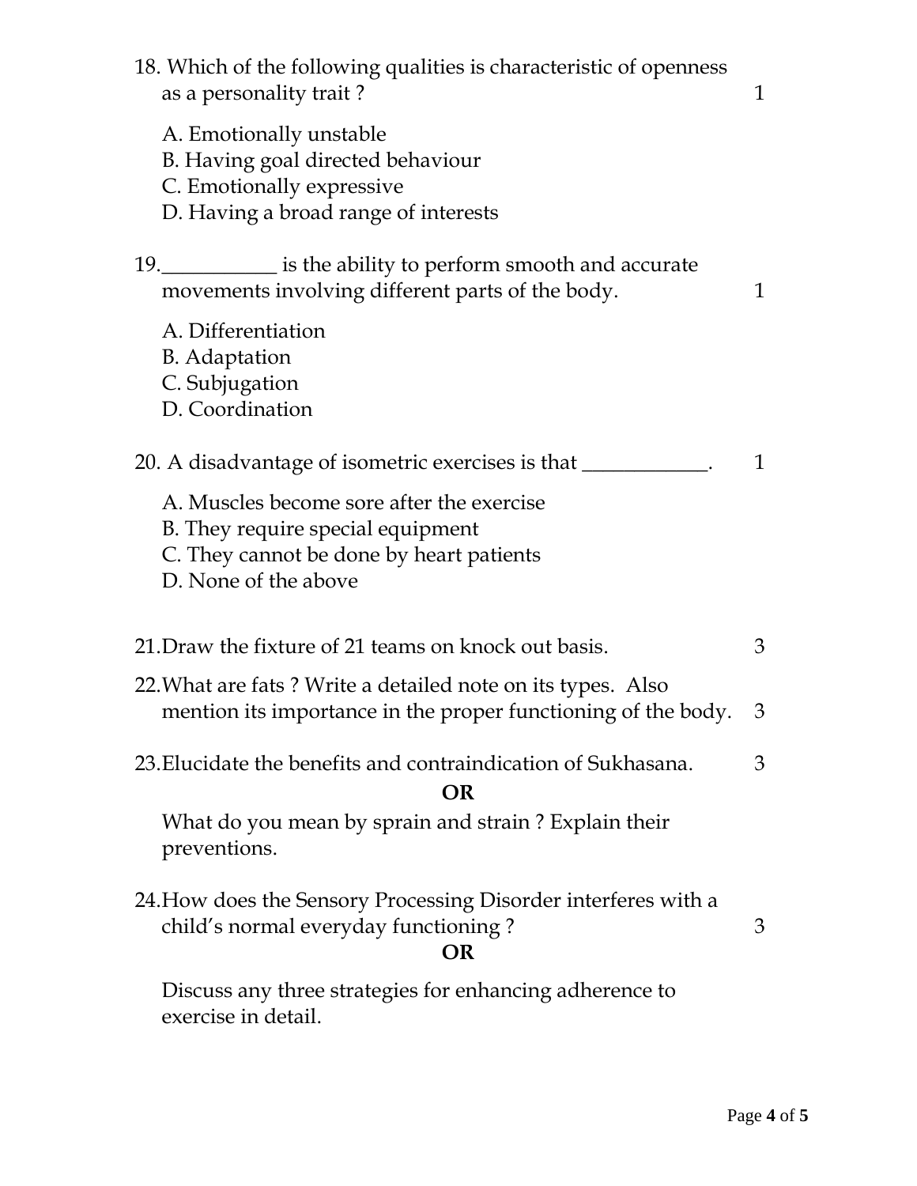18. Which of the following qualities is characteristic of openness as a personality trait ? 1

    A. Emotionally unstable
    B. Having goal directed behaviour
    C. Emotionally expressive
    D. Having a broad range of interests

19. ___________ is the ability to perform smooth and accurate movements involving different parts of the body. 1

    A. Differentiation
    B. Adaptation
    C. Subjugation
    D. Coordination

20. A disadvantage of isometric exercises is that ____________. 1

    A. Muscles become sore after the exercise
    B. They require special equipment
    C. They cannot be done by heart patients
    D. None of the above

21. Draw the fixture of 21 teams on knock out basis. 3

22. What are fats ? Write a detailed note on its types. Also mention its importance in the proper functioning of the body. 3

23. Elucidate the benefits and contraindication of Sukhasana. 3

**OR**

What do you mean by sprain and strain ? Explain their preventions.

24. How does the Sensory Processing Disorder interferes with a child's normal everyday functioning ? 3

**OR**

Discuss any three strategies for enhancing adherence to exercise in detail.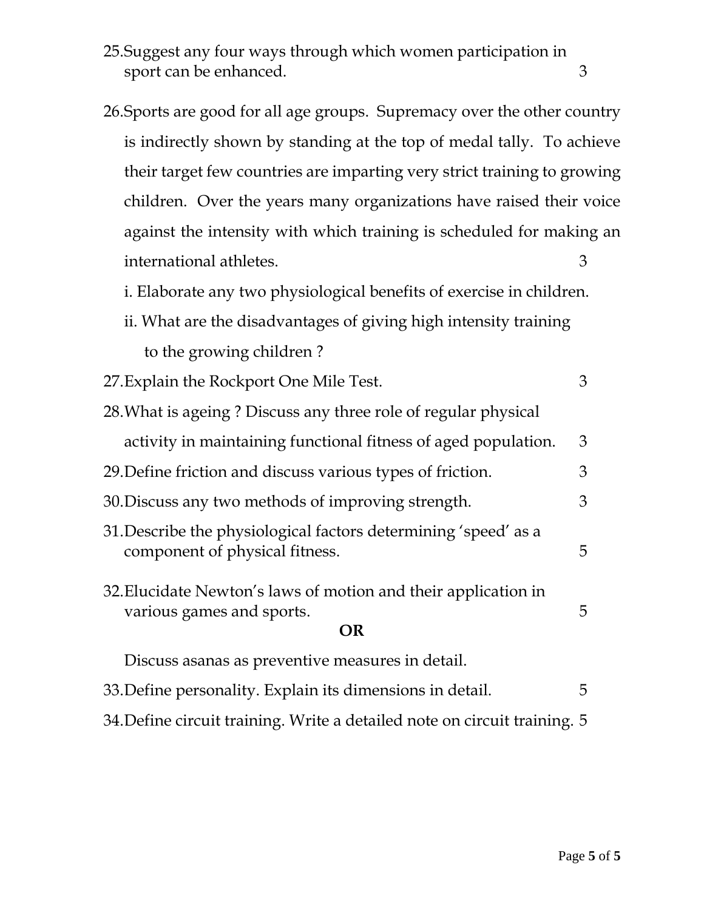25. Suggest any four ways through which women participation in sport can be enhanced. 3

26. Sports are good for all age groups. Supremacy over the other country is indirectly shown by standing at the top of medal tally. To achieve their target few countries are imparting very strict training to growing children. Over the years many organizations have raised their voice against the intensity with which training is scheduled for making an international athletes. 3

    i. Elaborate any two physiological benefits of exercise in children.

    ii. What are the disadvantages of giving high intensity training to the growing children ?

27. Explain the Rockport One Mile Test. 3

28. What is ageing ? Discuss any three role of regular physical activity in maintaining functional fitness of aged population. 3

29. Define friction and discuss various types of friction. 3

30. Discuss any two methods of improving strength. 3

31. Describe the physiological factors determining 'speed' as a component of physical fitness. 5

32. Elucidate Newton's laws of motion and their application in various games and sports. 5

    **OR**

    Discuss asanas as preventive measures in detail.

33. Define personality. Explain its dimensions in detail. 5

34. Define circuit training. Write a detailed note on circuit training. 5